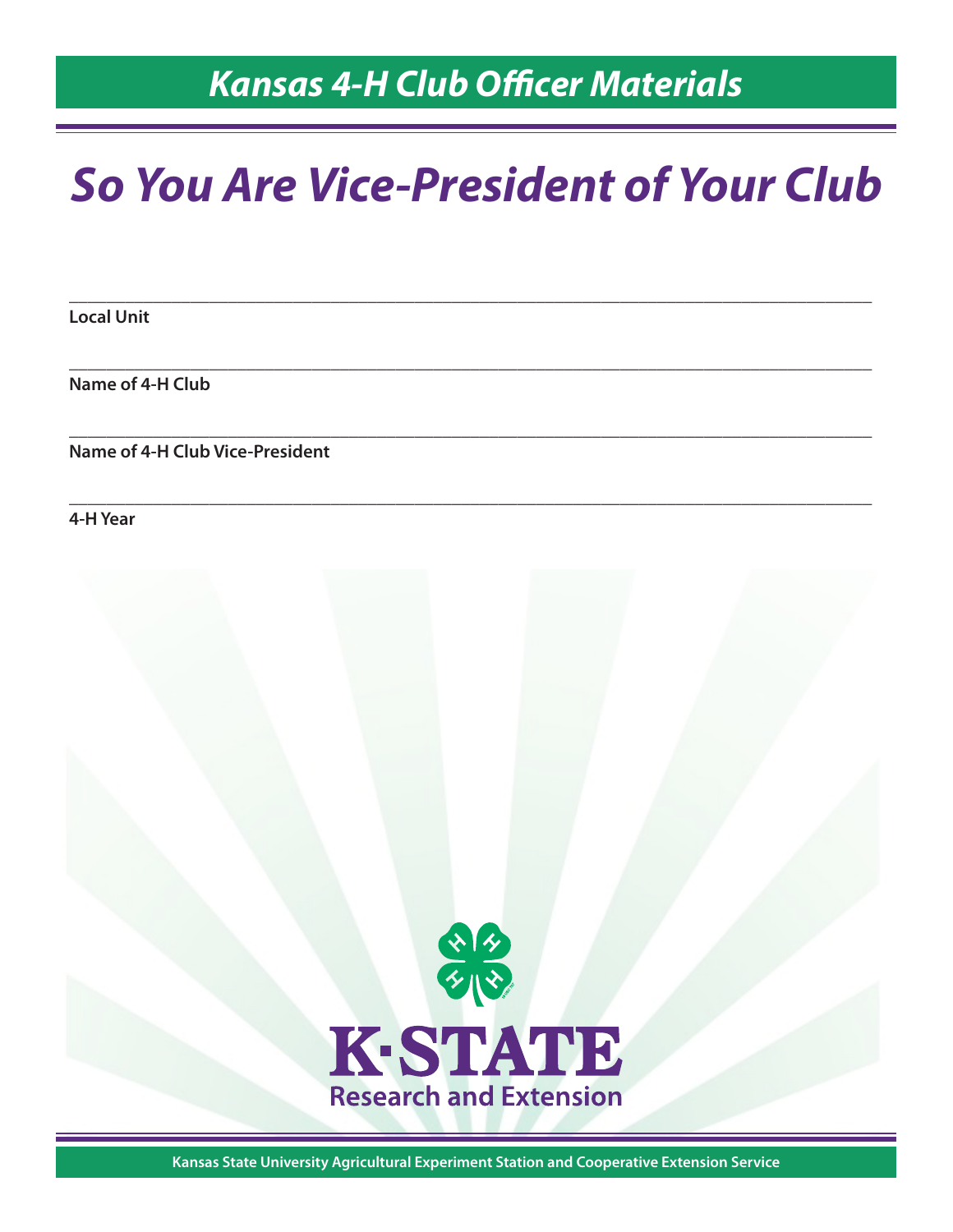Kansas 4-H Club Officer Materials

# So You Are Vice-President of Your Club

\_\_\_\_\_\_\_\_\_\_\_\_\_\_\_\_\_\_\_\_\_\_\_\_\_\_\_\_\_\_\_\_\_\_\_\_\_\_\_\_\_\_\_\_\_\_\_\_

**Local Unit**

\_\_\_\_\_\_\_\_\_\_\_\_\_\_\_\_\_\_\_\_\_\_\_\_\_\_\_\_\_\_\_\_\_\_\_\_\_\_\_\_\_\_\_\_\_\_\_\_

**Name of 4-H Club**

\_\_\_\_\_\_\_\_\_\_\_\_\_\_\_\_\_\_\_\_\_\_\_\_\_\_\_\_\_\_\_\_\_\_\_\_\_\_\_\_\_\_\_\_\_\_\_\_

**Name of 4-H Club Vice-President**

\_\_\_\_\_\_\_\_\_\_\_\_\_\_\_\_\_\_\_\_\_\_\_\_\_\_\_\_\_\_\_\_\_\_\_\_\_\_\_\_\_\_\_\_\_\_\_\_

**4-H Year**

K·STATE
Research and Extension

Kansas State University Agricultural Experiment Station and Cooperative Extension Service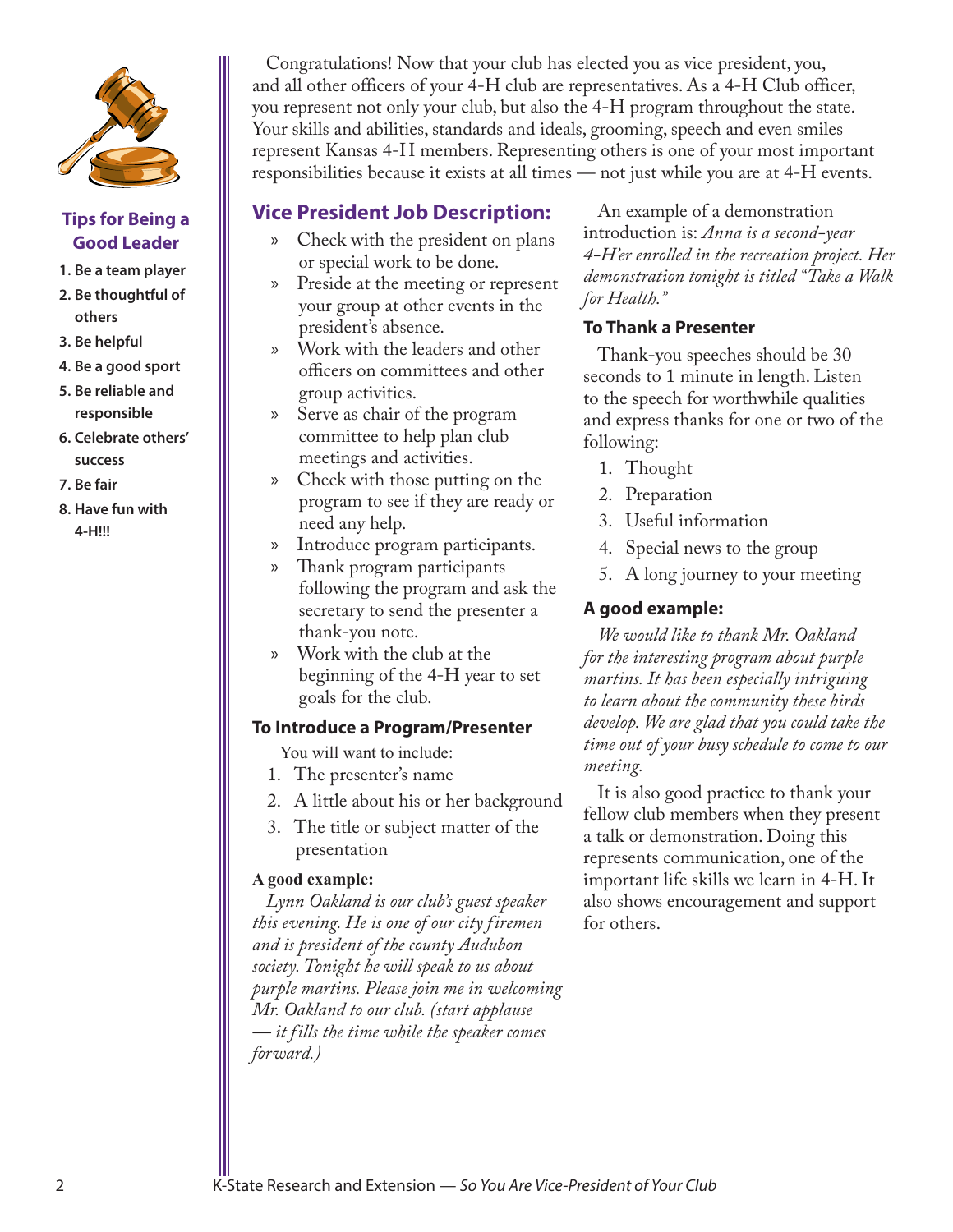Congratulations! Now that your club has elected you as vice president, you, and all other officers of your 4-H club are representatives. As a 4-H Club officer, you represent not only your club, but also the 4-H program throughout the state. Your skills and abilities, standards and ideals, grooming, speech and even smiles represent Kansas 4-H members. Representing others is one of your most important responsibilities because it exists at all times — not just while you are at 4-H events.

## Vice President Job Description:

- Check with the president on plans or special work to be done.
- Preside at the meeting or represent your group at other events in the president's absence.
- Work with the leaders and other officers on committees and other group activities.
- Serve as chair of the program committee to help plan club meetings and activities.
- Check with those putting on the program to see if they are ready or need any help.
- Introduce program participants.
- Thank program participants following the program and ask the secretary to send the presenter a thank-you note.
- Work with the club at the beginning of the 4-H year to set goals for the club.

### To Introduce a Program/Presenter

You will want to include:

1. The presenter's name
2. A little about his or her background
3. The title or subject matter of the presentation

**A good example:**

*Lynn Oakland is our club's guest speaker this evening. He is one of our city firemen and is president of the county Audubon society. Tonight he will speak to us about purple martins. Please join me in welcoming Mr. Oakland to our club. (start applause — it fills the time while the speaker comes forward.)*

An example of a demonstration introduction is: *Anna is a second-year 4-H'er enrolled in the recreation project. Her demonstration tonight is titled "Take a Walk for Health."*

### To Thank a Presenter

Thank-you speeches should be 30 seconds to 1 minute in length. Listen to the speech for worthwhile qualities and express thanks for one or two of the following:

1. Thought
2. Preparation
3. Useful information
4. Special news to the group
5. A long journey to your meeting

### A good example:

*We would like to thank Mr. Oakland for the interesting program about purple martins. It has been especially intriguing to learn about the community these birds develop. We are glad that you could take the time out of your busy schedule to come to our meeting.*

It is also good practice to thank your fellow club members when they present a talk or demonstration. Doing this represents communication, one of the important life skills we learn in 4-H. It also shows encouragement and support for others.

## Tips for Being a Good Leader

1. **Be a team player**
2. **Be thoughtful of others**
3. **Be helpful**
4. **Be a good sport**
5. **Be reliable and responsible**
6. **Celebrate others' success**
7. **Be fair**
8. **Have fun with 4-H!!!**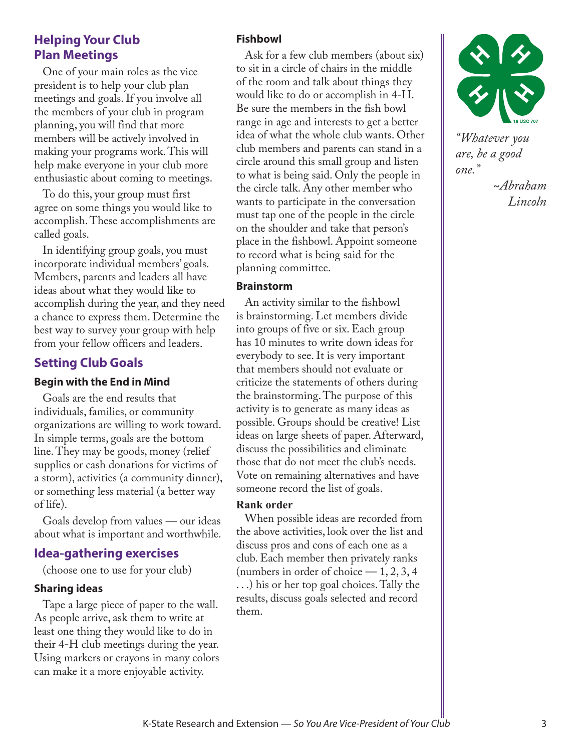## Helping Your Club Plan Meetings

One of your main roles as the vice president is to help your club plan meetings and goals. If you involve all the members of your club in program planning, you will find that more members will be actively involved in making your programs work. This will help make everyone in your club more enthusiastic about coming to meetings.

To do this, your group must first agree on some things you would like to accomplish. These accomplishments are called goals.

In identifying group goals, you must incorporate individual members' goals. Members, parents and leaders all have ideas about what they would like to accomplish during the year, and they need a chance to express them. Determine the best way to survey your group with help from your fellow officers and leaders.

## Setting Club Goals

### Begin with the End in Mind

Goals are the end results that individuals, families, or community organizations are willing to work toward. In simple terms, goals are the bottom line. They may be goods, money (relief supplies or cash donations for victims of a storm), activities (a community dinner), or something less material (a better way of life).

Goals develop from values — our ideas about what is important and worthwhile.

## Idea-gathering exercises

(choose one to use for your club)

### Sharing ideas

Tape a large piece of paper to the wall. As people arrive, ask them to write at least one thing they would like to do in their 4-H club meetings during the year. Using markers or crayons in many colors can make it a more enjoyable activity.

### Fishbowl

Ask for a few club members (about six) to sit in a circle of chairs in the middle of the room and talk about things they would like to do or accomplish in 4-H. Be sure the members in the fish bowl range in age and interests to get a better idea of what the whole club wants. Other club members and parents can stand in a circle around this small group and listen to what is being said. Only the people in the circle talk. Any other member who wants to participate in the conversation must tap one of the people in the circle on the shoulder and take that person's place in the fishbowl. Appoint someone to record what is being said for the planning committee.

### Brainstorm

An activity similar to the fishbowl is brainstorming. Let members divide into groups of five or six. Each group has 10 minutes to write down ideas for everybody to see. It is very important that members should not evaluate or criticize the statements of others during the brainstorming. The purpose of this activity is to generate as many ideas as possible. Groups should be creative! List ideas on large sheets of paper. Afterward, discuss the possibilities and eliminate those that do not meet the club's needs. Vote on remaining alternatives and have someone record the list of goals.

### Rank order

When possible ideas are recorded from the above activities, look over the list and discuss pros and cons of each one as a club. Each member then privately ranks (numbers in order of choice — 1, 2, 3, 4 . . .) his or her top goal choices. Tally the results, discuss goals selected and record them.

*"Whatever you are, be a good one."*

*~Abraham Lincoln*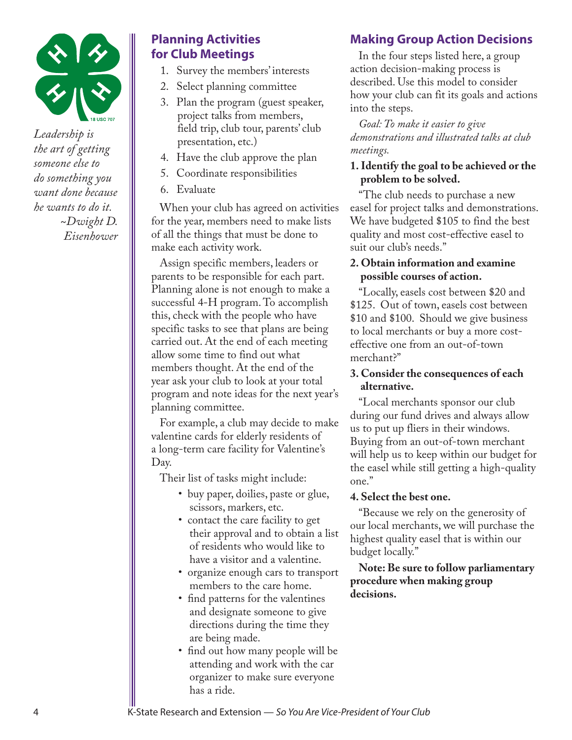*Leadership is the art of getting someone else to do something you want done because he wants to do it.*
*~Dwight D. Eisenhower*

## Planning Activities for Club Meetings

1. Survey the members' interests
2. Select planning committee
3. Plan the program (guest speaker, project talks from members, field trip, club tour, parents' club presentation, etc.)
4. Have the club approve the plan
5. Coordinate responsibilities
6. Evaluate

When your club has agreed on activities for the year, members need to make lists of all the things that must be done to make each activity work.

Assign specific members, leaders or parents to be responsible for each part. Planning alone is not enough to make a successful 4-H program. To accomplish this, check with the people who have specific tasks to see that plans are being carried out. At the end of each meeting allow some time to find out what members thought. At the end of the year ask your club to look at your total program and note ideas for the next year's planning committee.

For example, a club may decide to make valentine cards for elderly residents of a long-term care facility for Valentine's Day.

Their list of tasks might include:

- buy paper, doilies, paste or glue, scissors, markers, etc.
- contact the care facility to get their approval and to obtain a list of residents who would like to have a visitor and a valentine.
- organize enough cars to transport members to the care home.
- find patterns for the valentines and designate someone to give directions during the time they are being made.
- find out how many people will be attending and work with the car organizer to make sure everyone has a ride.

## Making Group Action Decisions

In the four steps listed here, a group action decision-making process is described. Use this model to consider how your club can fit its goals and actions into the steps.

*Goal: To make it easier to give demonstrations and illustrated talks at club meetings.*

**1. Identify the goal to be achieved or the problem to be solved.**

"The club needs to purchase a new easel for project talks and demonstrations. We have budgeted $105 to find the best quality and most cost-effective easel to suit our club's needs."

**2. Obtain information and examine possible courses of action.**

"Locally, easels cost between $20 and $125. Out of town, easels cost between $10 and $100. Should we give business to local merchants or buy a more cost-effective one from an out-of-town merchant?"

**3. Consider the consequences of each alternative.**

"Local merchants sponsor our club during our fund drives and always allow us to put up fliers in their windows. Buying from an out-of-town merchant will help us to keep within our budget for the easel while still getting a high-quality one."

**4. Select the best one.**

"Because we rely on the generosity of our local merchants, we will purchase the highest quality easel that is within our budget locally."

**Note: Be sure to follow parliamentary procedure when making group decisions.**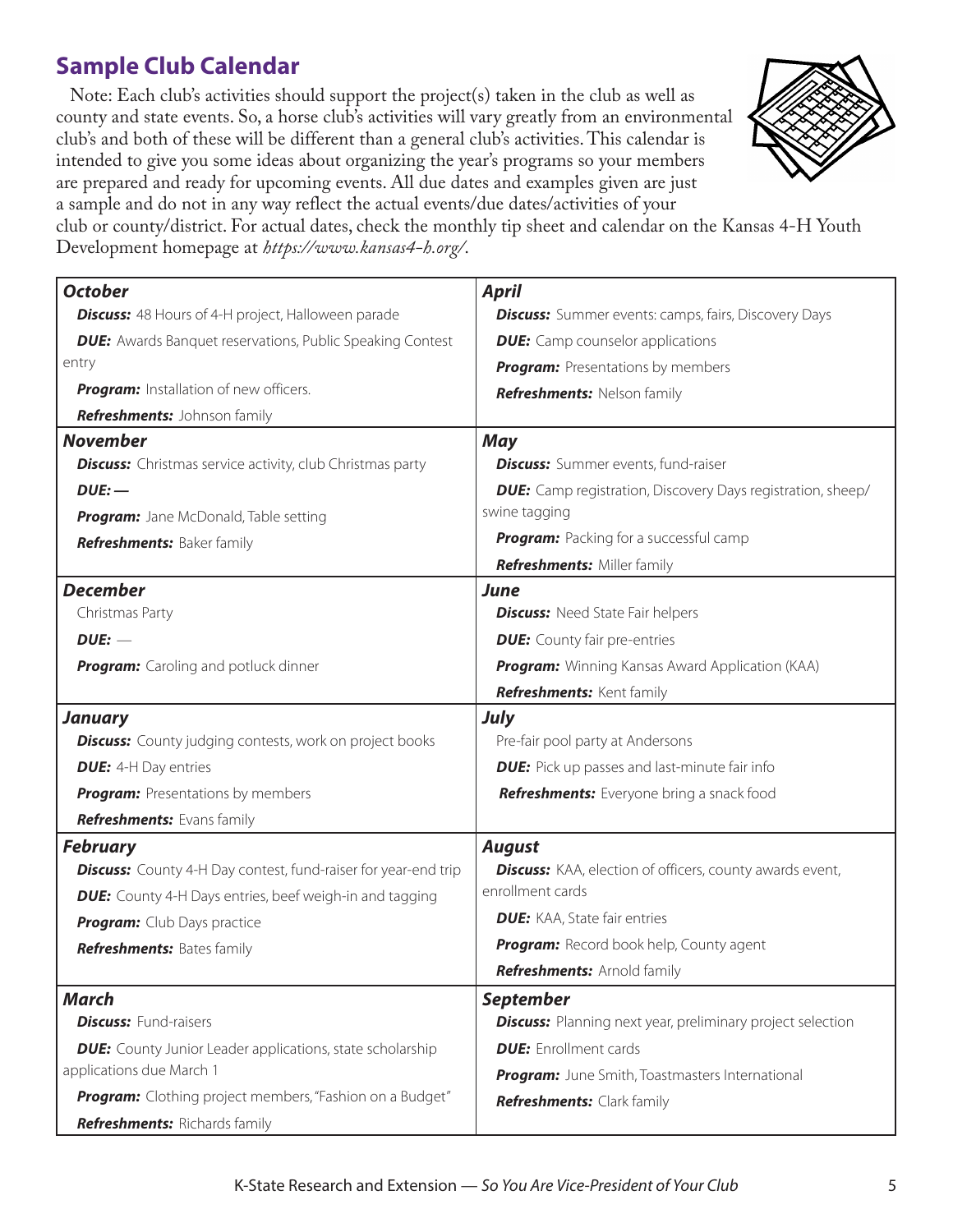## Sample Club Calendar

Note: Each club's activities should support the project(s) taken in the club as well as county and state events. So, a horse club's activities will vary greatly from an environmental club's and both of these will be different than a general club's activities. This calendar is intended to give you some ideas about organizing the year's programs so your members are prepared and ready for upcoming events. All due dates and examples given are just a sample and do not in any way reflect the actual events/due dates/activities of your club or county/district. For actual dates, check the monthly tip sheet and calendar on the Kansas 4-H Youth Development homepage at *https://www.kansas4-h.org/*.

### October

***Discuss:*** 48 Hours of 4-H project, Halloween parade

***DUE:*** Awards Banquet reservations, Public Speaking Contest entry

***Program:*** Installation of new officers.

***Refreshments:*** Johnson family

### November

***Discuss:*** Christmas service activity, club Christmas party

***DUE:*** —

***Program:*** Jane McDonald, Table setting

***Refreshments:*** Baker family

### December

Christmas Party

***DUE:*** —

***Program:*** Caroling and potluck dinner

### January

***Discuss:*** County judging contests, work on project books

***DUE:*** 4-H Day entries

***Program:*** Presentations by members

***Refreshments:*** Evans family

### February

***Discuss:*** County 4-H Day contest, fund-raiser for year-end trip

***DUE:*** County 4-H Days entries, beef weigh-in and tagging

***Program:*** Club Days practice

***Refreshments:*** Bates family

### March

***Discuss:*** Fund-raisers

***DUE:*** County Junior Leader applications, state scholarship applications due March 1

***Program:*** Clothing project members, "Fashion on a Budget"

***Refreshments:*** Richards family

### April

***Discuss:*** Summer events: camps, fairs, Discovery Days

***DUE:*** Camp counselor applications

***Program:*** Presentations by members

***Refreshments:*** Nelson family

### May

***Discuss:*** Summer events, fund-raiser

***DUE:*** Camp registration, Discovery Days registration, sheep/swine tagging

***Program:*** Packing for a successful camp

***Refreshments:*** Miller family

### June

***Discuss:*** Need State Fair helpers

***DUE:*** County fair pre-entries

***Program:*** Winning Kansas Award Application (KAA)

***Refreshments:*** Kent family

### July

Pre-fair pool party at Andersons

***DUE:*** Pick up passes and last-minute fair info

***Refreshments:*** Everyone bring a snack food

### August

***Discuss:*** KAA, election of officers, county awards event, enrollment cards

***DUE:*** KAA, State fair entries

***Program:*** Record book help, County agent

***Refreshments:*** Arnold family

### September

***Discuss:*** Planning next year, preliminary project selection

***DUE:*** Enrollment cards

***Program:*** June Smith, Toastmasters International

***Refreshments:*** Clark family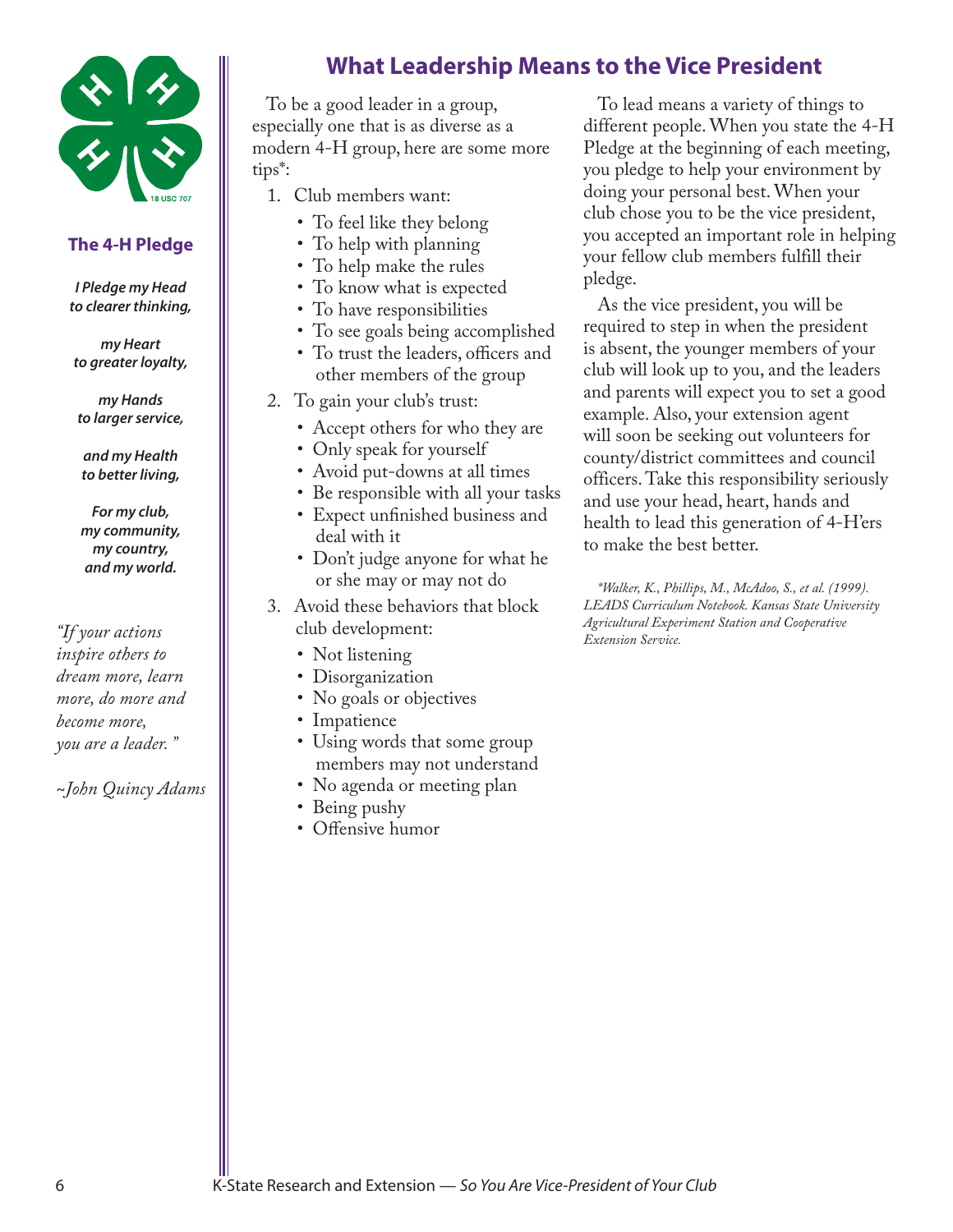### The 4-H Pledge

***I Pledge my Head to clearer thinking,***

***my Heart to greater loyalty,***

***my Hands to larger service,***

***and my Health to better living,***

***For my club, my community, my country, and my world.***

*"If your actions inspire others to dream more, learn more, do more and become more, you are a leader."*

*~John Quincy Adams*

## What Leadership Means to the Vice President

To be a good leader in a group, especially one that is as diverse as a modern 4-H group, here are some more tips*:

1. Club members want:
   - To feel like they belong
   - To help with planning
   - To help make the rules
   - To know what is expected
   - To have responsibilities
   - To see goals being accomplished
   - To trust the leaders, officers and other members of the group
2. To gain your club's trust:
   - Accept others for who they are
   - Only speak for yourself
   - Avoid put-downs at all times
   - Be responsible with all your tasks
   - Expect unfinished business and deal with it
   - Don't judge anyone for what he or she may or may not do
3. Avoid these behaviors that block club development:
   - Not listening
   - Disorganization
   - No goals or objectives
   - Impatience
   - Using words that some group members may not understand
   - No agenda or meeting plan
   - Being pushy
   - Offensive humor

To lead means a variety of things to different people. When you state the 4-H Pledge at the beginning of each meeting, you pledge to help your environment by doing your personal best. When your club chose you to be the vice president, you accepted an important role in helping your fellow club members fulfill their pledge.

As the vice president, you will be required to step in when the president is absent, the younger members of your club will look up to you, and the leaders and parents will expect you to set a good example. Also, your extension agent will soon be seeking out volunteers for county/district committees and council officers. Take this responsibility seriously and use your head, heart, hands and health to lead this generation of 4-H'ers to make the best better.

*\*Walker, K., Phillips, M., McAdoo, S., et al. (1999). LEADS Curriculum Notebook. Kansas State University Agricultural Experiment Station and Cooperative Extension Service.*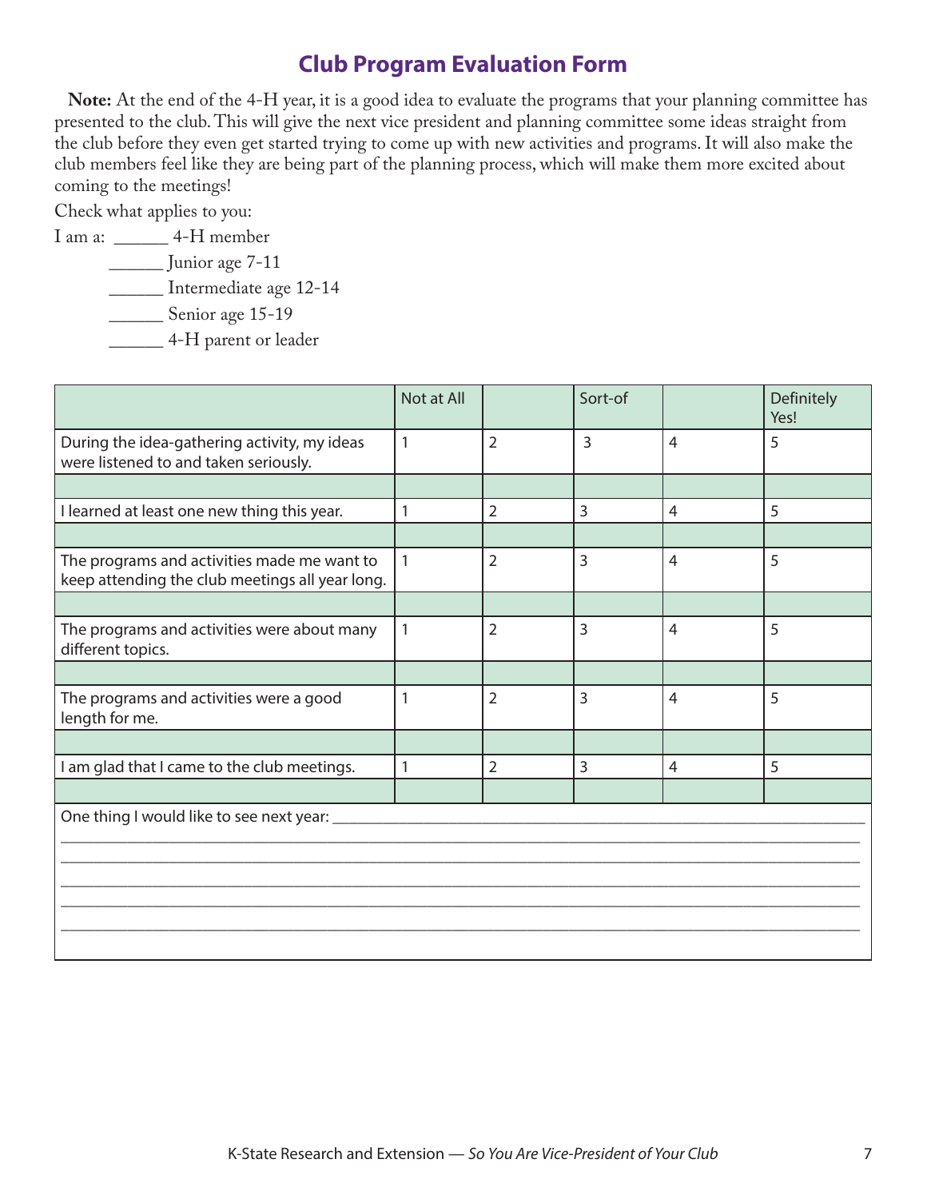## Club Program Evaluation Form

**Note:** At the end of the 4-H year, it is a good idea to evaluate the programs that your planning committee has presented to the club. This will give the next vice president and planning committee some ideas straight from the club before they even get started trying to come up with new activities and programs. It will also make the club members feel like they are being part of the planning process, which will make them more excited about coming to the meetings!

Check what applies to you:

I am a: ______ 4-H member

______ Junior age 7-11

______ Intermediate age 12-14

______ Senior age 15-19

______ 4-H parent or leader

| | Not at All | | Sort-of | | Definitely Yes! |
|---|---|---|---|---|---|
| During the idea-gathering activity, my ideas were listened to and taken seriously. | 1 | 2 | 3 | 4 | 5 |
| | | | | | |
| I learned at least one new thing this year. | 1 | 2 | 3 | 4 | 5 |
| | | | | | |
| The programs and activities made me want to keep attending the club meetings all year long. | 1 | 2 | 3 | 4 | 5 |
| | | | | | |
| The programs and activities were about many different topics. | 1 | 2 | 3 | 4 | 5 |
| | | | | | |
| The programs and activities were a good length for me. | 1 | 2 | 3 | 4 | 5 |
| | | | | | |
| I am glad that I came to the club meetings. | 1 | 2 | 3 | 4 | 5 |
| | | | | | |

One thing I would like to see next year: ____________________________________________________________

______________________________________________________________________________________

______________________________________________________________________________________

______________________________________________________________________________________

______________________________________________________________________________________

______________________________________________________________________________________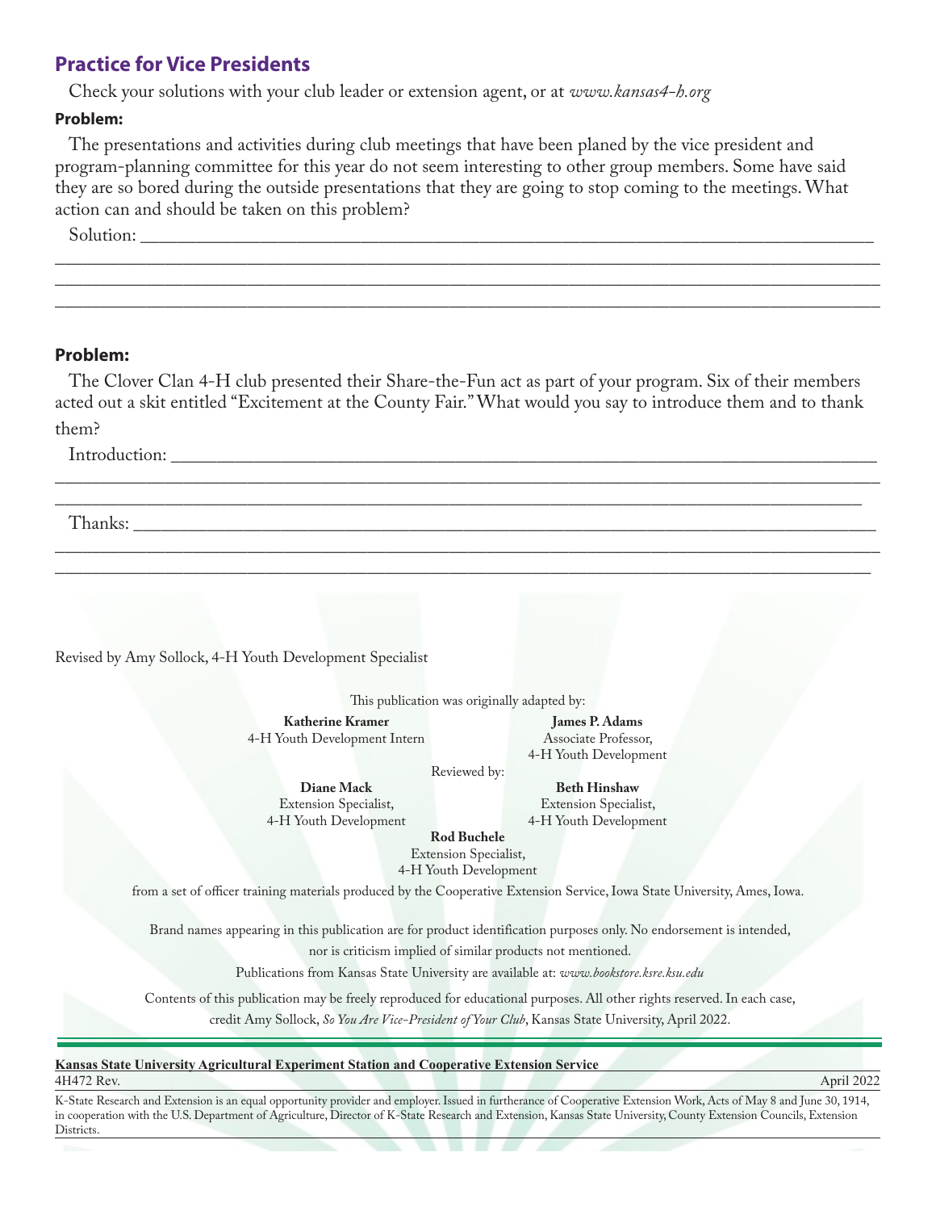## Practice for Vice Presidents

Check your solutions with your club leader or extension agent, or at *www.kansas4-h.org*

**Problem:**

The presentations and activities during club meetings that have been planed by the vice president and program-planning committee for this year do not seem interesting to other group members. Some have said they are so bored during the outside presentations that they are going to stop coming to the meetings. What action can and should be taken on this problem?

Solution: ___________________________________________________________________________
_____________________________________________________________________________________
_____________________________________________________________________________________
_____________________________________________________________________________________

**Problem:**

The Clover Clan 4-H club presented their Share-the-Fun act as part of your program. Six of their members acted out a skit entitled "Excitement at the County Fair." What would you say to introduce them and to thank them?

Introduction: ________________________________________________________________________
_____________________________________________________________________________________
_____________________________________________________________________________________

Thanks: _____________________________________________________________________________
_____________________________________________________________________________________
_____________________________________________________________________________________

Revised by Amy Sollock, 4-H Youth Development Specialist

This publication was originally adapted by:

**Katherine Kramer**
4-H Youth Development Intern

**James P. Adams**
Associate Professor,
4-H Youth Development

Reviewed by:

**Diane Mack**
Extension Specialist,
4-H Youth Development

**Beth Hinshaw**
Extension Specialist,
4-H Youth Development

**Rod Buchele**
Extension Specialist,
4-H Youth Development

from a set of officer training materials produced by the Cooperative Extension Service, Iowa State University, Ames, Iowa.

Brand names appearing in this publication are for product identification purposes only. No endorsement is intended, nor is criticism implied of similar products not mentioned.

Publications from Kansas State University are available at: *www.bookstore.ksre.ksu.edu*

Contents of this publication may be freely reproduced for educational purposes. All other rights reserved. In each case, credit Amy Sollock, *So You Are Vice-President of Your Club*, Kansas State University, April 2022.

**Kansas State University Agricultural Experiment Station and Cooperative Extension Service**

4H472 Rev. April 2022

K-State Research and Extension is an equal opportunity provider and employer. Issued in furtherance of Cooperative Extension Work, Acts of May 8 and June 30, 1914, in cooperation with the U.S. Department of Agriculture, Director of K-State Research and Extension, Kansas State University, County Extension Councils, Extension Districts.